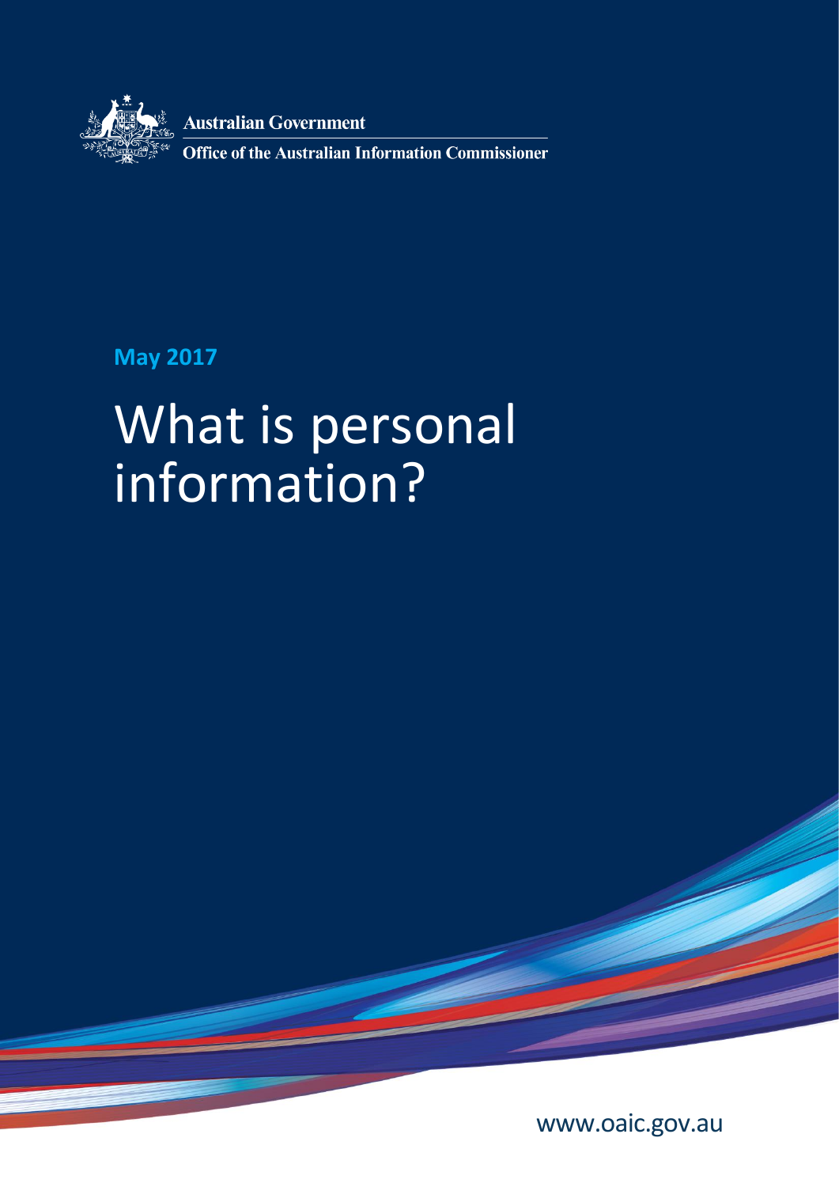Australian Government

Office of the Australian Information Commissioner

**May 2017**

# What is personal information?

www.oaic.gov.au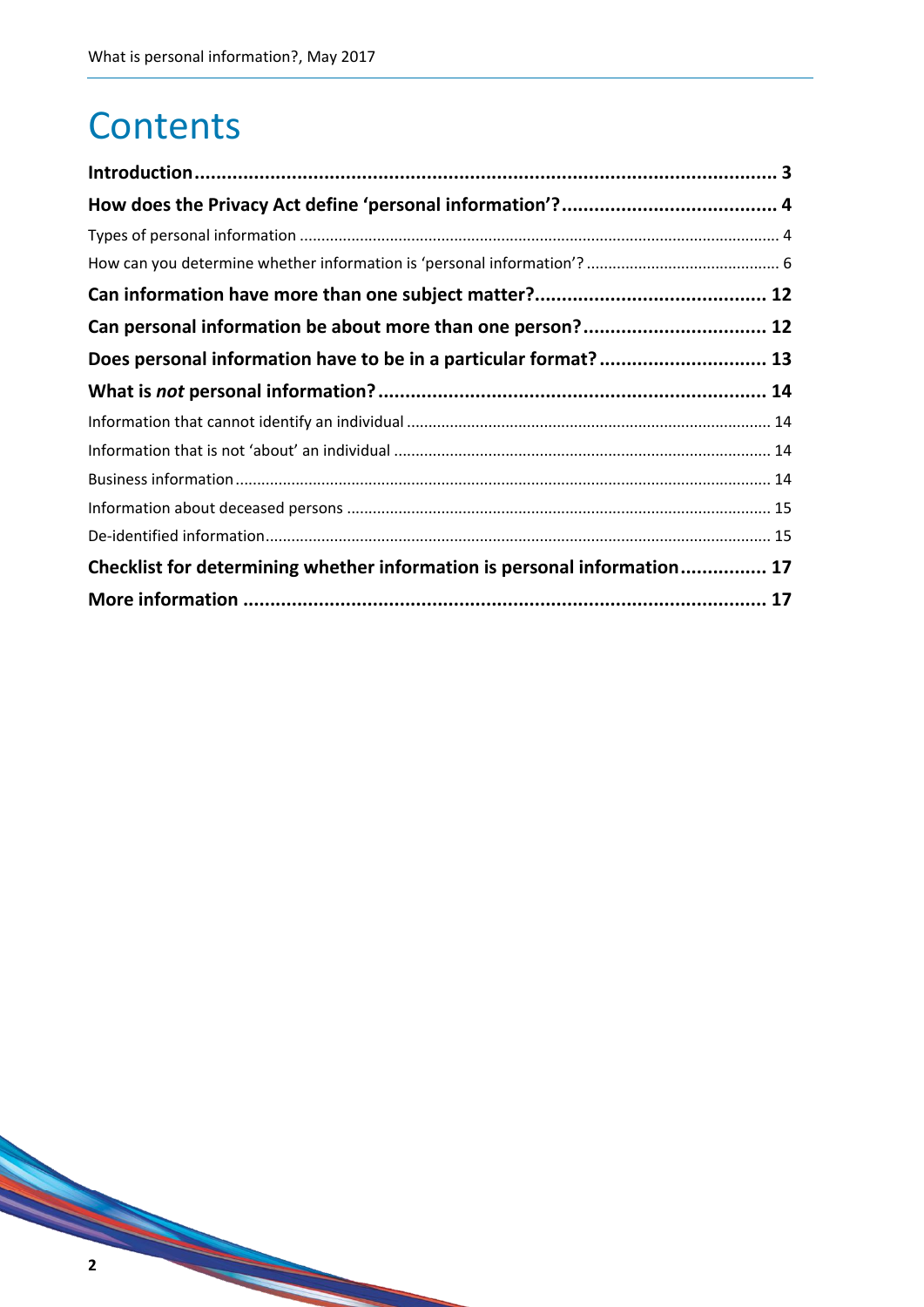# Contents

**Introduction** 3

**How does the Privacy Act define 'personal information'?** 4

Types of personal information 4

How can you determine whether information is 'personal information'? 6

**Can information have more than one subject matter?** 12

**Can personal information be about more than one person?** 12

**Does personal information have to be in a particular format?** 13

**What is *not* personal information?** 14

Information that cannot identify an individual 14

Information that is not 'about' an individual 14

Business information 14

Information about deceased persons 15

De-identified information 15

**Checklist for determining whether information is personal information** 17

**More information** 17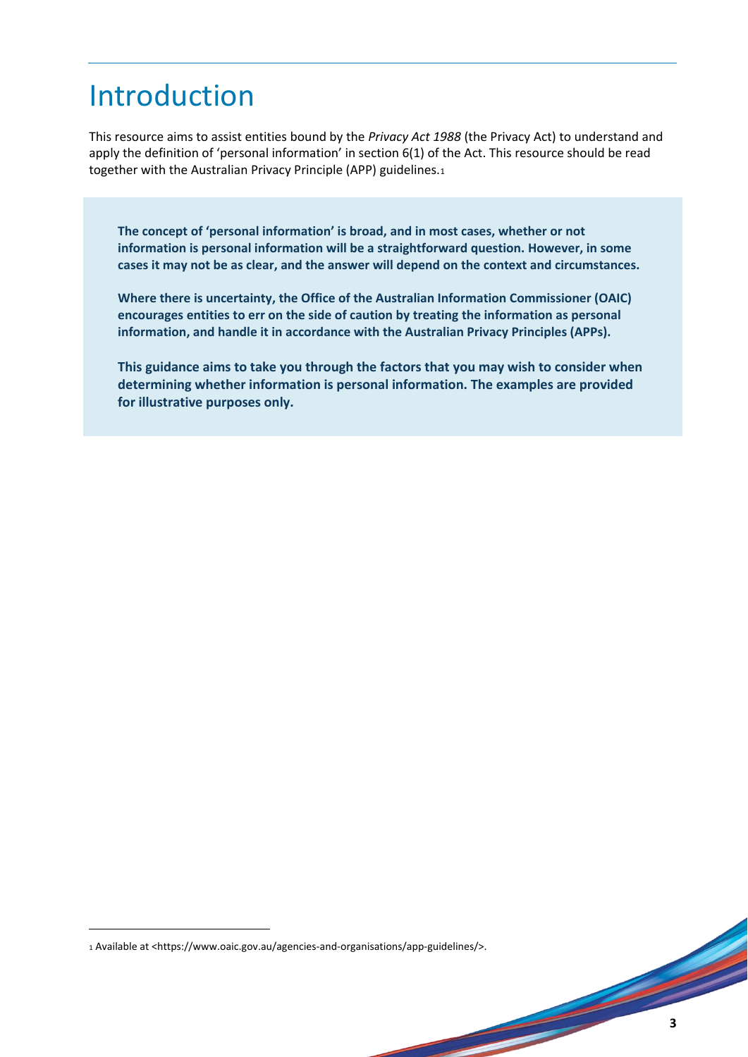# Introduction

This resource aims to assist entities bound by the *Privacy Act 1988* (the Privacy Act) to understand and apply the definition of 'personal information' in section 6(1) of the Act. This resource should be read together with the Australian Privacy Principle (APP) guidelines.[1]

**The concept of 'personal information' is broad, and in most cases, whether or not information is personal information will be a straightforward question. However, in some cases it may not be as clear, and the answer will depend on the context and circumstances.**

**Where there is uncertainty, the Office of the Australian Information Commissioner (OAIC) encourages entities to err on the side of caution by treating the information as personal information, and handle it in accordance with the Australian Privacy Principles (APPs).**

**This guidance aims to take you through the factors that you may wish to consider when determining whether information is personal information. The examples are provided for illustrative purposes only.**

[1] Available at <https://www.oaic.gov.au/agencies-and-organisations/app-guidelines/>.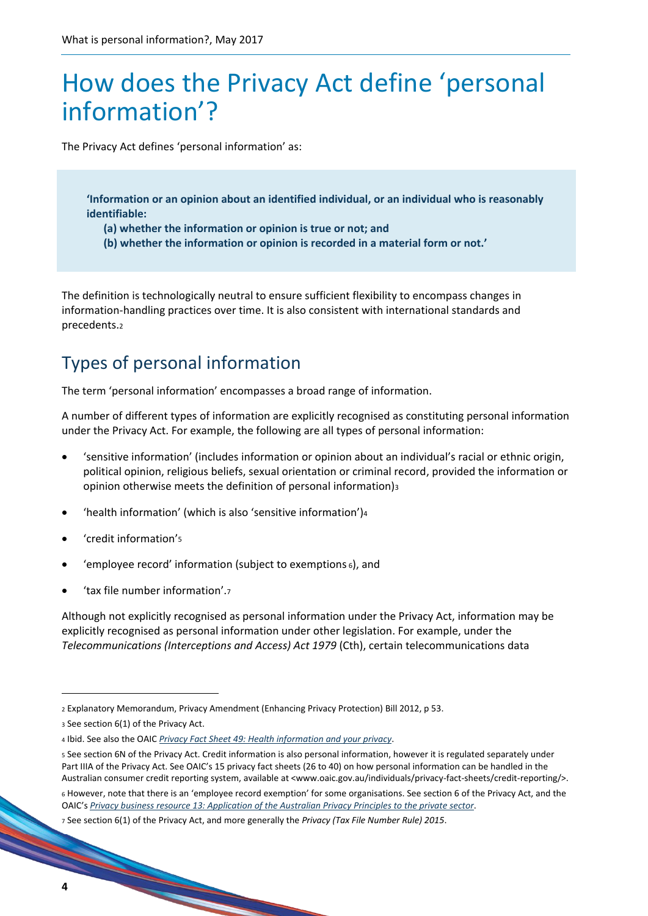# How does the Privacy Act define 'personal information'?

The Privacy Act defines 'personal information' as:

> **'Information or an opinion about an identified individual, or an individual who is reasonably identifiable:**
>
> **(a) whether the information or opinion is true or not; and**
>
> **(b) whether the information or opinion is recorded in a material form or not.'**

The definition is technologically neutral to ensure sufficient flexibility to encompass changes in information-handling practices over time. It is also consistent with international standards and precedents.[2]

## Types of personal information

The term 'personal information' encompasses a broad range of information.

A number of different types of information are explicitly recognised as constituting personal information under the Privacy Act. For example, the following are all types of personal information:

- 'sensitive information' (includes information or opinion about an individual's racial or ethnic origin, political opinion, religious beliefs, sexual orientation or criminal record, provided the information or opinion otherwise meets the definition of personal information)[3]
- 'health information' (which is also 'sensitive information')[4]
- 'credit information'[5]
- 'employee record' information (subject to exemptions [6]), and
- 'tax file number information'.[7]

Although not explicitly recognised as personal information under the Privacy Act, information may be explicitly recognised as personal information under other legislation. For example, under the *Telecommunications (Interceptions and Access) Act 1979* (Cth), certain telecommunications data

---

[2] Explanatory Memorandum, Privacy Amendment (Enhancing Privacy Protection) Bill 2012, p 53.

[3] See section 6(1) of the Privacy Act.

[4] Ibid. See also the OAIC *Privacy Fact Sheet 49: Health information and your privacy*.

[5] See section 6N of the Privacy Act. Credit information is also personal information, however it is regulated separately under Part IIIA of the Privacy Act. See OAIC's 15 privacy fact sheets (26 to 40) on how personal information can be handled in the Australian consumer credit reporting system, available at <www.oaic.gov.au/individuals/privacy-fact-sheets/credit-reporting/>.

[6] However, note that there is an 'employee record exemption' for some organisations. See section 6 of the Privacy Act, and the OAIC's *Privacy business resource 13: Application of the Australian Privacy Principles to the private sector*.

[7] See section 6(1) of the Privacy Act, and more generally the *Privacy (Tax File Number Rule) 2015*.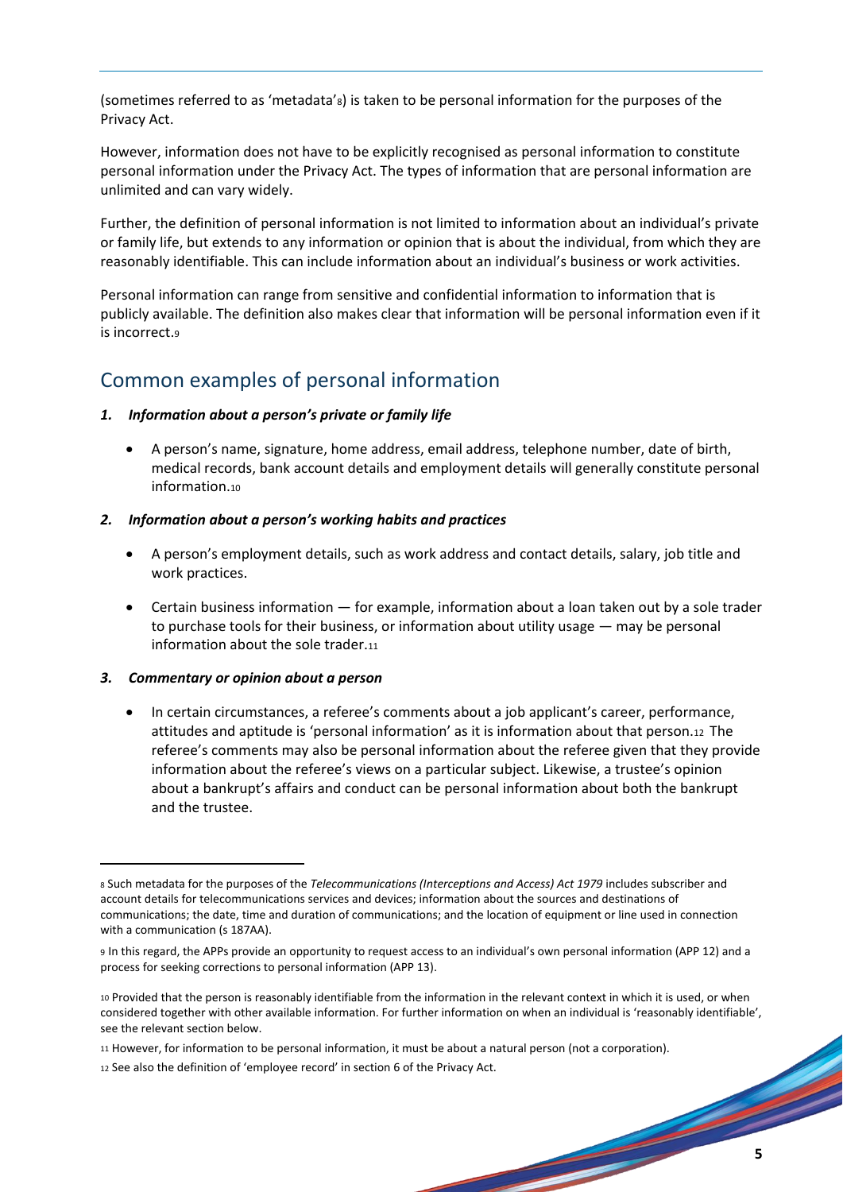(sometimes referred to as 'metadata'[8]) is taken to be personal information for the purposes of the Privacy Act.

However, information does not have to be explicitly recognised as personal information to constitute personal information under the Privacy Act. The types of information that are personal information are unlimited and can vary widely.

Further, the definition of personal information is not limited to information about an individual's private or family life, but extends to any information or opinion that is about the individual, from which they are reasonably identifiable. This can include information about an individual's business or work activities.

Personal information can range from sensitive and confidential information to information that is publicly available. The definition also makes clear that information will be personal information even if it is incorrect.[9]

## Common examples of personal information

### 1. *Information about a person's private or family life*

- A person's name, signature, home address, email address, telephone number, date of birth, medical records, bank account details and employment details will generally constitute personal information.[10]

### 2. *Information about a person's working habits and practices*

- A person's employment details, such as work address and contact details, salary, job title and work practices.
- Certain business information — for example, information about a loan taken out by a sole trader to purchase tools for their business, or information about utility usage — may be personal information about the sole trader.[11]

### 3. *Commentary or opinion about a person*

- In certain circumstances, a referee's comments about a job applicant's career, performance, attitudes and aptitude is 'personal information' as it is information about that person.[12] The referee's comments may also be personal information about the referee given that they provide information about the referee's views on a particular subject. Likewise, a trustee's opinion about a bankrupt's affairs and conduct can be personal information about both the bankrupt and the trustee.

---

[8] Such metadata for the purposes of the *Telecommunications (Interceptions and Access) Act 1979* includes subscriber and account details for telecommunications services and devices; information about the sources and destinations of communications; the date, time and duration of communications; and the location of equipment or line used in connection with a communication (s 187AA).

[9] In this regard, the APPs provide an opportunity to request access to an individual's own personal information (APP 12) and a process for seeking corrections to personal information (APP 13).

[10] Provided that the person is reasonably identifiable from the information in the relevant context in which it is used, or when considered together with other available information. For further information on when an individual is 'reasonably identifiable', see the relevant section below.

[11] However, for information to be personal information, it must be about a natural person (not a corporation).

[12] See also the definition of 'employee record' in section 6 of the Privacy Act.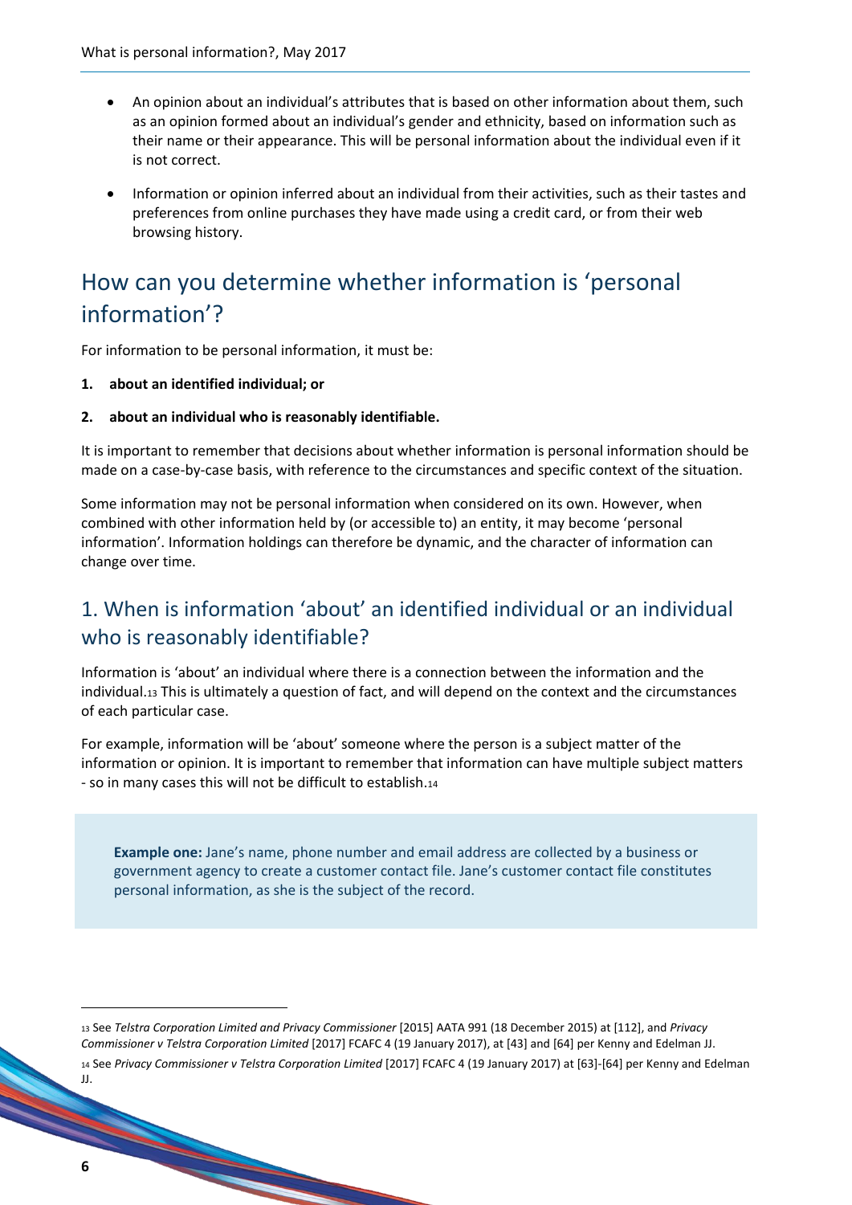- An opinion about an individual's attributes that is based on other information about them, such as an opinion formed about an individual's gender and ethnicity, based on information such as their name or their appearance. This will be personal information about the individual even if it is not correct.
- Information or opinion inferred about an individual from their activities, such as their tastes and preferences from online purchases they have made using a credit card, or from their web browsing history.

## How can you determine whether information is 'personal information'?

For information to be personal information, it must be:

1. **about an identified individual; or**
2. **about an individual who is reasonably identifiable.**

It is important to remember that decisions about whether information is personal information should be made on a case-by-case basis, with reference to the circumstances and specific context of the situation.

Some information may not be personal information when considered on its own. However, when combined with other information held by (or accessible to) an entity, it may become 'personal information'. Information holdings can therefore be dynamic, and the character of information can change over time.

### 1. When is information 'about' an identified individual or an individual who is reasonably identifiable?

Information is 'about' an individual where there is a connection between the information and the individual.[13] This is ultimately a question of fact, and will depend on the context and the circumstances of each particular case.

For example, information will be 'about' someone where the person is a subject matter of the information or opinion. It is important to remember that information can have multiple subject matters - so in many cases this will not be difficult to establish.[14]

**Example one:** Jane's name, phone number and email address are collected by a business or government agency to create a customer contact file. Jane's customer contact file constitutes personal information, as she is the subject of the record.

---

[13] See *Telstra Corporation Limited and Privacy Commissioner* [2015] AATA 991 (18 December 2015) at [112], and *Privacy Commissioner v Telstra Corporation Limited* [2017] FCAFC 4 (19 January 2017), at [43] and [64] per Kenny and Edelman JJ.

[14] See *Privacy Commissioner v Telstra Corporation Limited* [2017] FCAFC 4 (19 January 2017) at [63]-[64] per Kenny and Edelman JJ.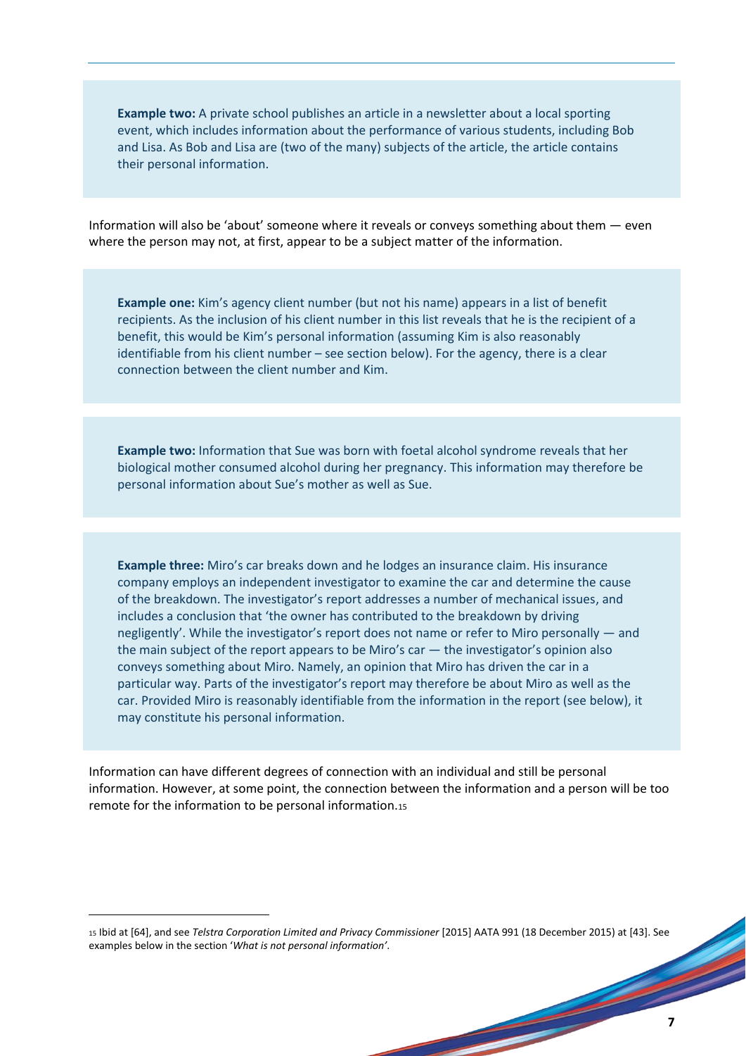**Example two:** A private school publishes an article in a newsletter about a local sporting event, which includes information about the performance of various students, including Bob and Lisa. As Bob and Lisa are (two of the many) subjects of the article, the article contains their personal information.

Information will also be 'about' someone where it reveals or conveys something about them — even where the person may not, at first, appear to be a subject matter of the information.

**Example one:** Kim's agency client number (but not his name) appears in a list of benefit recipients. As the inclusion of his client number in this list reveals that he is the recipient of a benefit, this would be Kim's personal information (assuming Kim is also reasonably identifiable from his client number – see section below). For the agency, there is a clear connection between the client number and Kim.

**Example two:** Information that Sue was born with foetal alcohol syndrome reveals that her biological mother consumed alcohol during her pregnancy. This information may therefore be personal information about Sue's mother as well as Sue.

**Example three:** Miro's car breaks down and he lodges an insurance claim. His insurance company employs an independent investigator to examine the car and determine the cause of the breakdown. The investigator's report addresses a number of mechanical issues, and includes a conclusion that 'the owner has contributed to the breakdown by driving negligently'. While the investigator's report does not name or refer to Miro personally — and the main subject of the report appears to be Miro's car — the investigator's opinion also conveys something about Miro. Namely, an opinion that Miro has driven the car in a particular way. Parts of the investigator's report may therefore be about Miro as well as the car. Provided Miro is reasonably identifiable from the information in the report (see below), it may constitute his personal information.

Information can have different degrees of connection with an individual and still be personal information. However, at some point, the connection between the information and a person will be too remote for the information to be personal information.[15]

[15] Ibid at [64], and see *Telstra Corporation Limited and Privacy Commissioner* [2015] AATA 991 (18 December 2015) at [43]. See examples below in the section '*What is not personal information'*.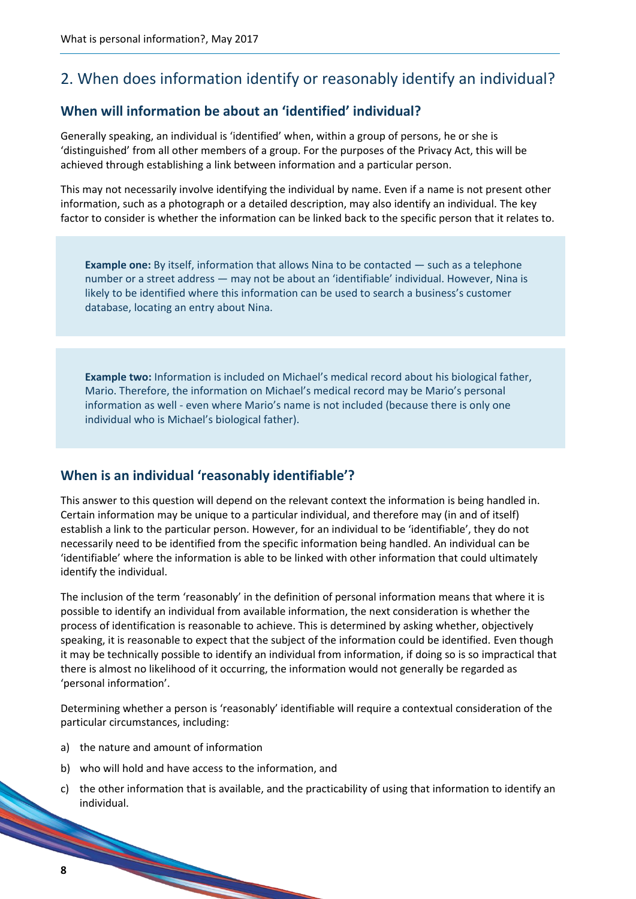## 2. When does information identify or reasonably identify an individual?

### When will information be about an 'identified' individual?

Generally speaking, an individual is 'identified' when, within a group of persons, he or she is 'distinguished' from all other members of a group. For the purposes of the Privacy Act, this will be achieved through establishing a link between information and a particular person.

This may not necessarily involve identifying the individual by name. Even if a name is not present other information, such as a photograph or a detailed description, may also identify an individual. The key factor to consider is whether the information can be linked back to the specific person that it relates to.

> **Example one:** By itself, information that allows Nina to be contacted — such as a telephone number or a street address — may not be about an 'identifiable' individual. However, Nina is likely to be identified where this information can be used to search a business's customer database, locating an entry about Nina.

> **Example two:** Information is included on Michael's medical record about his biological father, Mario. Therefore, the information on Michael's medical record may be Mario's personal information as well - even where Mario's name is not included (because there is only one individual who is Michael's biological father).

### When is an individual 'reasonably identifiable'?

This answer to this question will depend on the relevant context the information is being handled in. Certain information may be unique to a particular individual, and therefore may (in and of itself) establish a link to the particular person. However, for an individual to be 'identifiable', they do not necessarily need to be identified from the specific information being handled. An individual can be 'identifiable' where the information is able to be linked with other information that could ultimately identify the individual.

The inclusion of the term 'reasonably' in the definition of personal information means that where it is possible to identify an individual from available information, the next consideration is whether the process of identification is reasonable to achieve. This is determined by asking whether, objectively speaking, it is reasonable to expect that the subject of the information could be identified. Even though it may be technically possible to identify an individual from information, if doing so is so impractical that there is almost no likelihood of it occurring, the information would not generally be regarded as 'personal information'.

Determining whether a person is 'reasonably' identifiable will require a contextual consideration of the particular circumstances, including:

a) the nature and amount of information

b) who will hold and have access to the information, and

c) the other information that is available, and the practicability of using that information to identify an individual.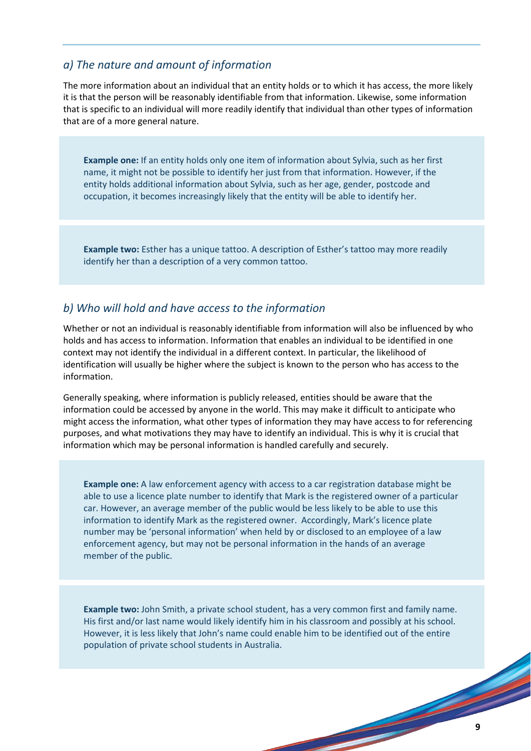### *a) The nature and amount of information*

The more information about an individual that an entity holds or to which it has access, the more likely it is that the person will be reasonably identifiable from that information. Likewise, some information that is specific to an individual will more readily identify that individual than other types of information that are of a more general nature.

> **Example one:** If an entity holds only one item of information about Sylvia, such as her first name, it might not be possible to identify her just from that information. However, if the entity holds additional information about Sylvia, such as her age, gender, postcode and occupation, it becomes increasingly likely that the entity will be able to identify her.

> **Example two:** Esther has a unique tattoo. A description of Esther's tattoo may more readily identify her than a description of a very common tattoo.

### *b) Who will hold and have access to the information*

Whether or not an individual is reasonably identifiable from information will also be influenced by who holds and has access to information. Information that enables an individual to be identified in one context may not identify the individual in a different context. In particular, the likelihood of identification will usually be higher where the subject is known to the person who has access to the information.

Generally speaking, where information is publicly released, entities should be aware that the information could be accessed by anyone in the world. This may make it difficult to anticipate who might access the information, what other types of information they may have access to for referencing purposes, and what motivations they may have to identify an individual. This is why it is crucial that information which may be personal information is handled carefully and securely.

> **Example one:** A law enforcement agency with access to a car registration database might be able to use a licence plate number to identify that Mark is the registered owner of a particular car. However, an average member of the public would be less likely to be able to use this information to identify Mark as the registered owner. Accordingly, Mark's licence plate number may be 'personal information' when held by or disclosed to an employee of a law enforcement agency, but may not be personal information in the hands of an average member of the public.

> **Example two:** John Smith, a private school student, has a very common first and family name. His first and/or last name would likely identify him in his classroom and possibly at his school. However, it is less likely that John's name could enable him to be identified out of the entire population of private school students in Australia.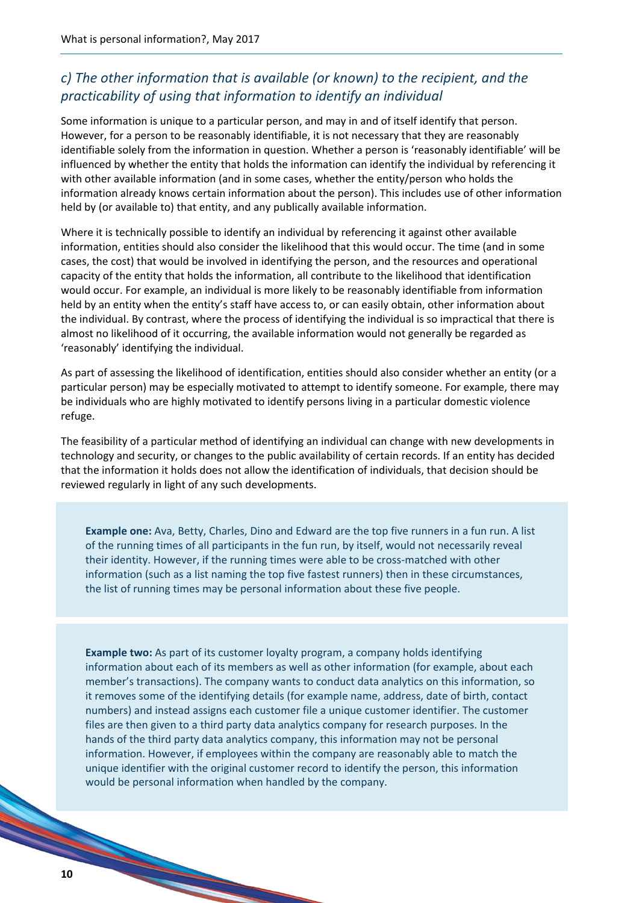### *c) The other information that is available (or known) to the recipient, and the practicability of using that information to identify an individual*

Some information is unique to a particular person, and may in and of itself identify that person. However, for a person to be reasonably identifiable, it is not necessary that they are reasonably identifiable solely from the information in question. Whether a person is 'reasonably identifiable' will be influenced by whether the entity that holds the information can identify the individual by referencing it with other available information (and in some cases, whether the entity/person who holds the information already knows certain information about the person). This includes use of other information held by (or available to) that entity, and any publically available information.

Where it is technically possible to identify an individual by referencing it against other available information, entities should also consider the likelihood that this would occur. The time (and in some cases, the cost) that would be involved in identifying the person, and the resources and operational capacity of the entity that holds the information, all contribute to the likelihood that identification would occur. For example, an individual is more likely to be reasonably identifiable from information held by an entity when the entity's staff have access to, or can easily obtain, other information about the individual. By contrast, where the process of identifying the individual is so impractical that there is almost no likelihood of it occurring, the available information would not generally be regarded as 'reasonably' identifying the individual.

As part of assessing the likelihood of identification, entities should also consider whether an entity (or a particular person) may be especially motivated to attempt to identify someone. For example, there may be individuals who are highly motivated to identify persons living in a particular domestic violence refuge.

The feasibility of a particular method of identifying an individual can change with new developments in technology and security, or changes to the public availability of certain records. If an entity has decided that the information it holds does not allow the identification of individuals, that decision should be reviewed regularly in light of any such developments.

**Example one:** Ava, Betty, Charles, Dino and Edward are the top five runners in a fun run. A list of the running times of all participants in the fun run, by itself, would not necessarily reveal their identity. However, if the running times were able to be cross-matched with other information (such as a list naming the top five fastest runners) then in these circumstances, the list of running times may be personal information about these five people.

**Example two:** As part of its customer loyalty program, a company holds identifying information about each of its members as well as other information (for example, about each member's transactions). The company wants to conduct data analytics on this information, so it removes some of the identifying details (for example name, address, date of birth, contact numbers) and instead assigns each customer file a unique customer identifier. The customer files are then given to a third party data analytics company for research purposes. In the hands of the third party data analytics company, this information may not be personal information. However, if employees within the company are reasonably able to match the unique identifier with the original customer record to identify the person, this information would be personal information when handled by the company.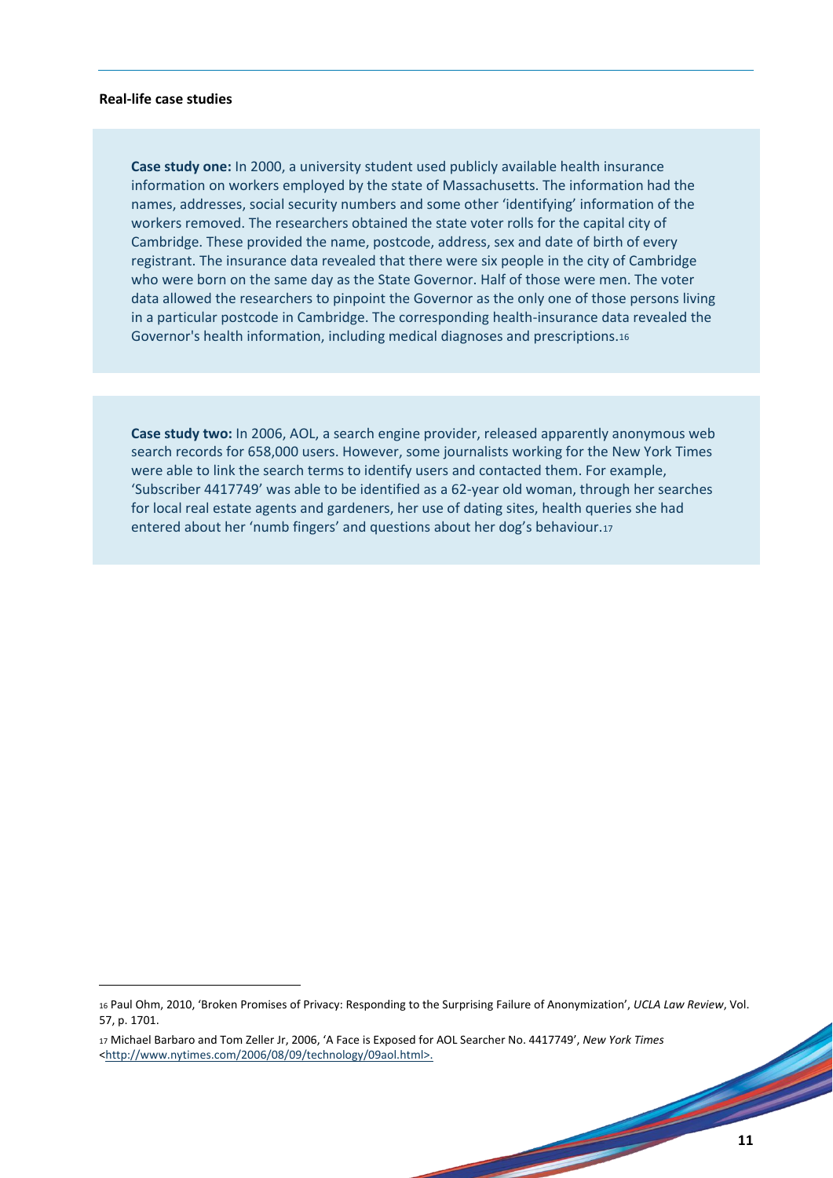**Real-life case studies**

**Case study one:** In 2000, a university student used publicly available health insurance information on workers employed by the state of Massachusetts. The information had the names, addresses, social security numbers and some other 'identifying' information of the workers removed. The researchers obtained the state voter rolls for the capital city of Cambridge. These provided the name, postcode, address, sex and date of birth of every registrant. The insurance data revealed that there were six people in the city of Cambridge who were born on the same day as the State Governor. Half of those were men. The voter data allowed the researchers to pinpoint the Governor as the only one of those persons living in a particular postcode in Cambridge. The corresponding health-insurance data revealed the Governor's health information, including medical diagnoses and prescriptions.[16]

**Case study two:** In 2006, AOL, a search engine provider, released apparently anonymous web search records for 658,000 users. However, some journalists working for the New York Times were able to link the search terms to identify users and contacted them. For example, 'Subscriber 4417749' was able to be identified as a 62-year old woman, through her searches for local real estate agents and gardeners, her use of dating sites, health queries she had entered about her 'numb fingers' and questions about her dog's behaviour.[17]

---

[16] Paul Ohm, 2010, 'Broken Promises of Privacy: Responding to the Surprising Failure of Anonymization', *UCLA Law Review*, Vol. 57, p. 1701.

[17] Michael Barbaro and Tom Zeller Jr, 2006, 'A Face is Exposed for AOL Searcher No. 4417749', *New York Times* <http://www.nytimes.com/2006/08/09/technology/09aol.html>.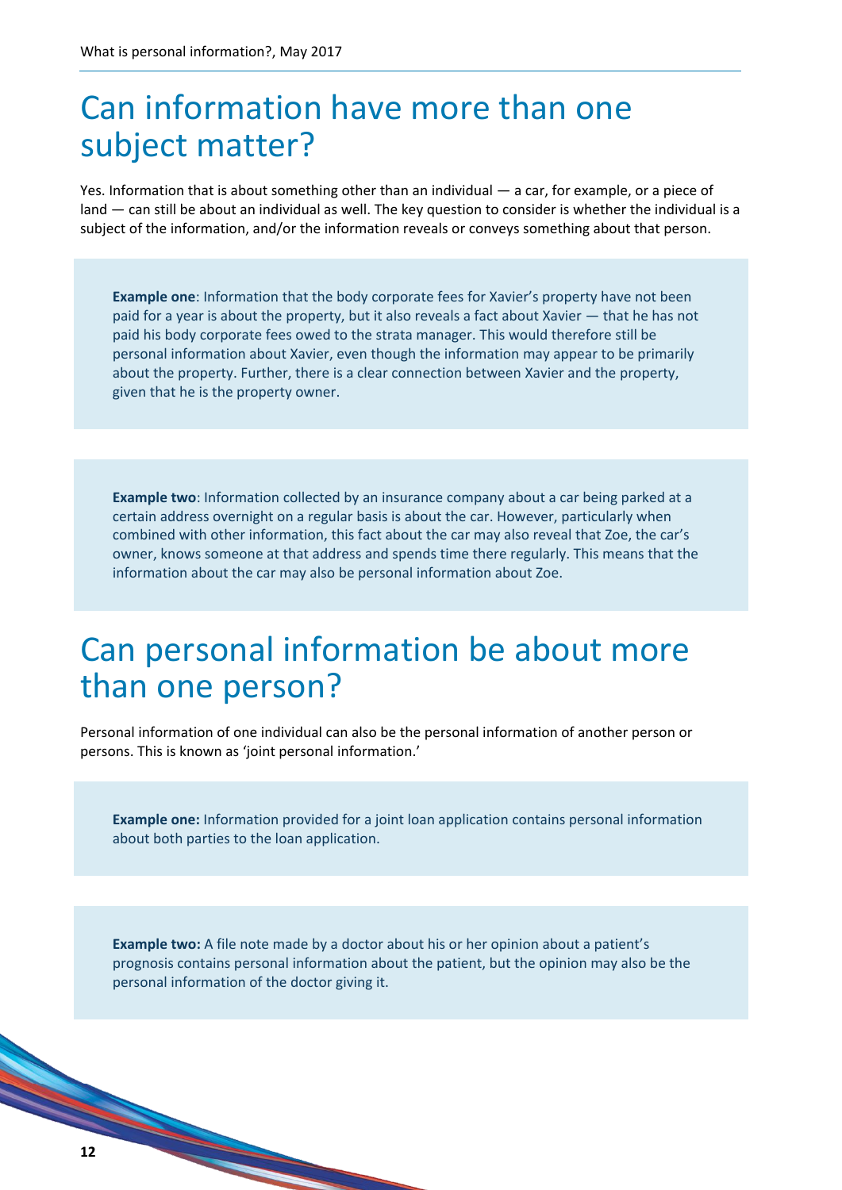# Can information have more than one subject matter?

Yes. Information that is about something other than an individual — a car, for example, or a piece of land — can still be about an individual as well. The key question to consider is whether the individual is a subject of the information, and/or the information reveals or conveys something about that person.

**Example one**: Information that the body corporate fees for Xavier's property have not been paid for a year is about the property, but it also reveals a fact about Xavier — that he has not paid his body corporate fees owed to the strata manager. This would therefore still be personal information about Xavier, even though the information may appear to be primarily about the property. Further, there is a clear connection between Xavier and the property, given that he is the property owner.

**Example two**: Information collected by an insurance company about a car being parked at a certain address overnight on a regular basis is about the car. However, particularly when combined with other information, this fact about the car may also reveal that Zoe, the car's owner, knows someone at that address and spends time there regularly. This means that the information about the car may also be personal information about Zoe.

# Can personal information be about more than one person?

Personal information of one individual can also be the personal information of another person or persons. This is known as 'joint personal information.'

**Example one:** Information provided for a joint loan application contains personal information about both parties to the loan application.

**Example two:** A file note made by a doctor about his or her opinion about a patient's prognosis contains personal information about the patient, but the opinion may also be the personal information of the doctor giving it.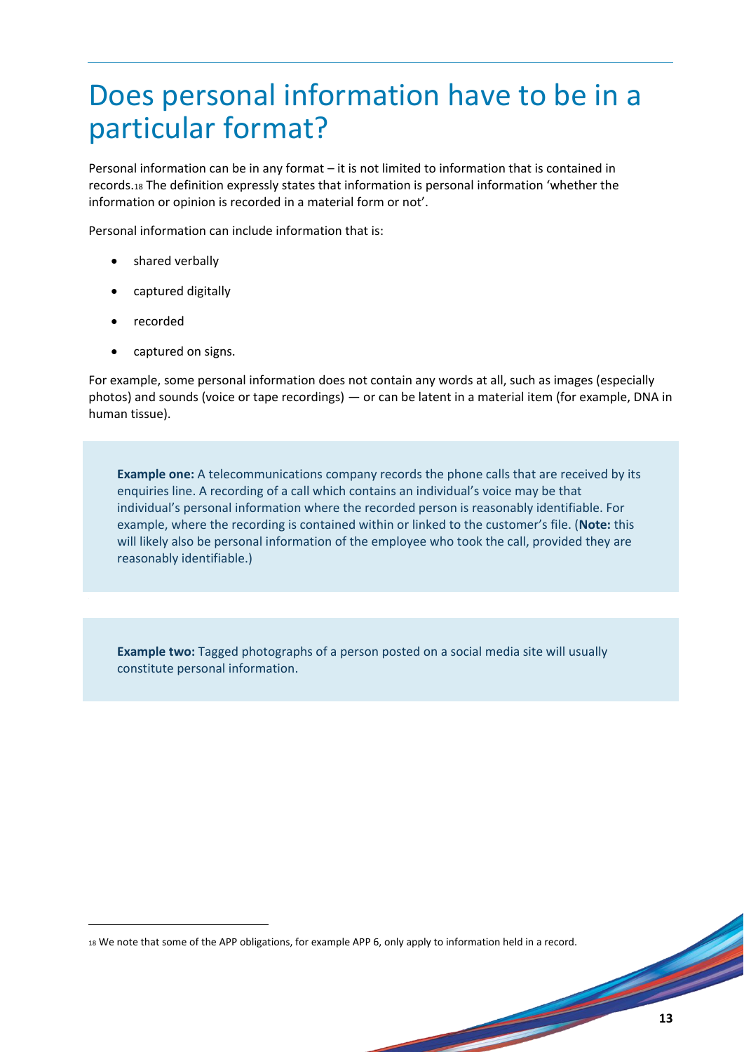# Does personal information have to be in a particular format?

Personal information can be in any format – it is not limited to information that is contained in records.[18] The definition expressly states that information is personal information 'whether the information or opinion is recorded in a material form or not'.

Personal information can include information that is:

- shared verbally
- captured digitally
- recorded
- captured on signs.

For example, some personal information does not contain any words at all, such as images (especially photos) and sounds (voice or tape recordings) — or can be latent in a material item (for example, DNA in human tissue).

**Example one:** A telecommunications company records the phone calls that are received by its enquiries line. A recording of a call which contains an individual's voice may be that individual's personal information where the recorded person is reasonably identifiable. For example, where the recording is contained within or linked to the customer's file. (**Note:** this will likely also be personal information of the employee who took the call, provided they are reasonably identifiable.)

**Example two:** Tagged photographs of a person posted on a social media site will usually constitute personal information.

[18] We note that some of the APP obligations, for example APP 6, only apply to information held in a record.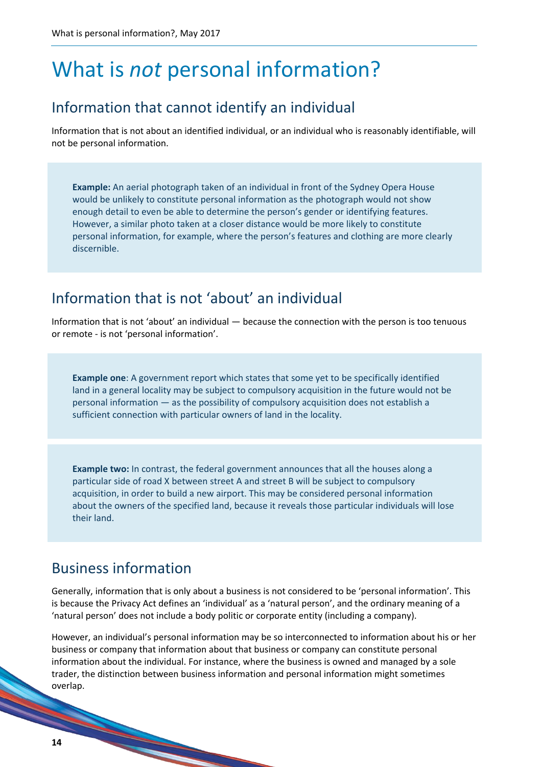# What is *not* personal information?

## Information that cannot identify an individual

Information that is not about an identified individual, or an individual who is reasonably identifiable, will not be personal information.

> **Example:** An aerial photograph taken of an individual in front of the Sydney Opera House would be unlikely to constitute personal information as the photograph would not show enough detail to even be able to determine the person's gender or identifying features. However, a similar photo taken at a closer distance would be more likely to constitute personal information, for example, where the person's features and clothing are more clearly discernible.

## Information that is not 'about' an individual

Information that is not 'about' an individual — because the connection with the person is too tenuous or remote - is not 'personal information'.

> **Example one**: A government report which states that some yet to be specifically identified land in a general locality may be subject to compulsory acquisition in the future would not be personal information — as the possibility of compulsory acquisition does not establish a sufficient connection with particular owners of land in the locality.

> **Example two:** In contrast, the federal government announces that all the houses along a particular side of road X between street A and street B will be subject to compulsory acquisition, in order to build a new airport. This may be considered personal information about the owners of the specified land, because it reveals those particular individuals will lose their land.

## Business information

Generally, information that is only about a business is not considered to be 'personal information'. This is because the Privacy Act defines an 'individual' as a 'natural person', and the ordinary meaning of a 'natural person' does not include a body politic or corporate entity (including a company).

However, an individual's personal information may be so interconnected to information about his or her business or company that information about that business or company can constitute personal information about the individual. For instance, where the business is owned and managed by a sole trader, the distinction between business information and personal information might sometimes overlap.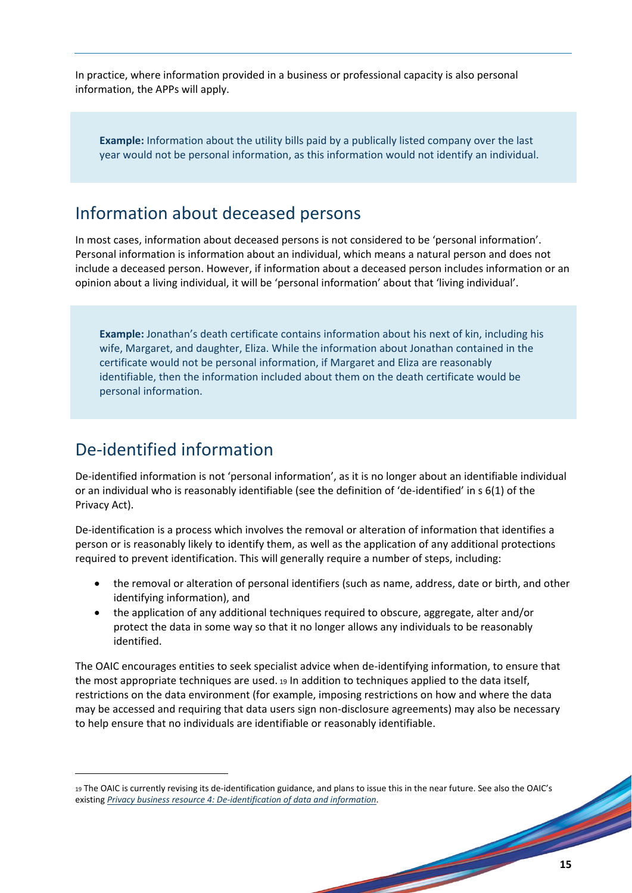In practice, where information provided in a business or professional capacity is also personal information, the APPs will apply.

> **Example:** Information about the utility bills paid by a publically listed company over the last year would not be personal information, as this information would not identify an individual.

## Information about deceased persons

In most cases, information about deceased persons is not considered to be 'personal information'. Personal information is information about an individual, which means a natural person and does not include a deceased person. However, if information about a deceased person includes information or an opinion about a living individual, it will be 'personal information' about that 'living individual'.

> **Example:** Jonathan's death certificate contains information about his next of kin, including his wife, Margaret, and daughter, Eliza. While the information about Jonathan contained in the certificate would not be personal information, if Margaret and Eliza are reasonably identifiable, then the information included about them on the death certificate would be personal information.

## De-identified information

De-identified information is not 'personal information', as it is no longer about an identifiable individual or an individual who is reasonably identifiable (see the definition of 'de-identified' in s 6(1) of the Privacy Act).

De-identification is a process which involves the removal or alteration of information that identifies a person or is reasonably likely to identify them, as well as the application of any additional protections required to prevent identification. This will generally require a number of steps, including:

- the removal or alteration of personal identifiers (such as name, address, date or birth, and other identifying information), and
- the application of any additional techniques required to obscure, aggregate, alter and/or protect the data in some way so that it no longer allows any individuals to be reasonably identified.

The OAIC encourages entities to seek specialist advice when de-identifying information, to ensure that the most appropriate techniques are used. [19] In addition to techniques applied to the data itself, restrictions on the data environment (for example, imposing restrictions on how and where the data may be accessed and requiring that data users sign non-disclosure agreements) may also be necessary to help ensure that no individuals are identifiable or reasonably identifiable.

---

[19] The OAIC is currently revising its de-identification guidance, and plans to issue this in the near future. See also the OAIC's existing *Privacy business resource 4: De-identification of data and information*.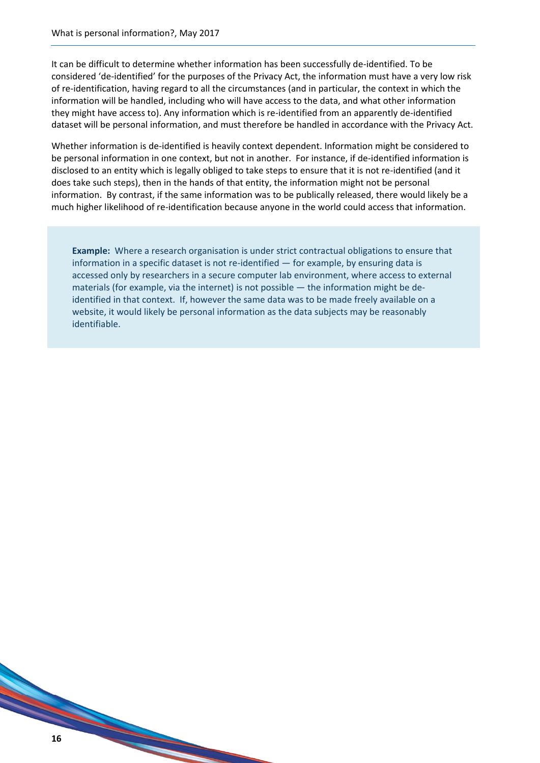It can be difficult to determine whether information has been successfully de-identified. To be considered 'de-identified' for the purposes of the Privacy Act, the information must have a very low risk of re-identification, having regard to all the circumstances (and in particular, the context in which the information will be handled, including who will have access to the data, and what other information they might have access to). Any information which is re-identified from an apparently de-identified dataset will be personal information, and must therefore be handled in accordance with the Privacy Act.

Whether information is de-identified is heavily context dependent. Information might be considered to be personal information in one context, but not in another. For instance, if de-identified information is disclosed to an entity which is legally obliged to take steps to ensure that it is not re-identified (and it does take such steps), then in the hands of that entity, the information might not be personal information. By contrast, if the same information was to be publically released, there would likely be a much higher likelihood of re-identification because anyone in the world could access that information.

> **Example:** Where a research organisation is under strict contractual obligations to ensure that information in a specific dataset is not re-identified — for example, by ensuring data is accessed only by researchers in a secure computer lab environment, where access to external materials (for example, via the internet) is not possible — the information might be de-identified in that context. If, however the same data was to be made freely available on a website, it would likely be personal information as the data subjects may be reasonably identifiable.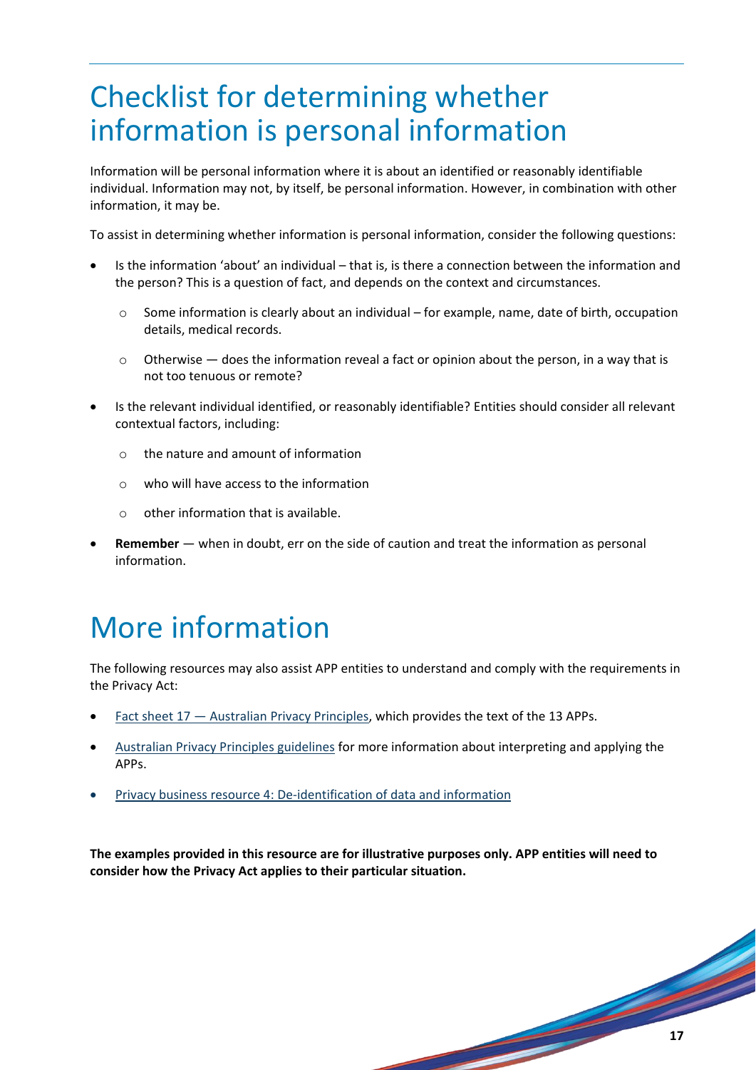# Checklist for determining whether information is personal information

Information will be personal information where it is about an identified or reasonably identifiable individual. Information may not, by itself, be personal information. However, in combination with other information, it may be.

To assist in determining whether information is personal information, consider the following questions:

- Is the information 'about' an individual – that is, is there a connection between the information and the person? This is a question of fact, and depends on the context and circumstances.
  - Some information is clearly about an individual – for example, name, date of birth, occupation details, medical records.
  - Otherwise — does the information reveal a fact or opinion about the person, in a way that is not too tenuous or remote?
- Is the relevant individual identified, or reasonably identifiable? Entities should consider all relevant contextual factors, including:
  - the nature and amount of information
  - who will have access to the information
  - other information that is available.
- **Remember** — when in doubt, err on the side of caution and treat the information as personal information.

# More information

The following resources may also assist APP entities to understand and comply with the requirements in the Privacy Act:

- Fact sheet 17 — Australian Privacy Principles, which provides the text of the 13 APPs.
- Australian Privacy Principles guidelines for more information about interpreting and applying the APPs.
- Privacy business resource 4: De-identification of data and information

**The examples provided in this resource are for illustrative purposes only. APP entities will need to consider how the Privacy Act applies to their particular situation.**